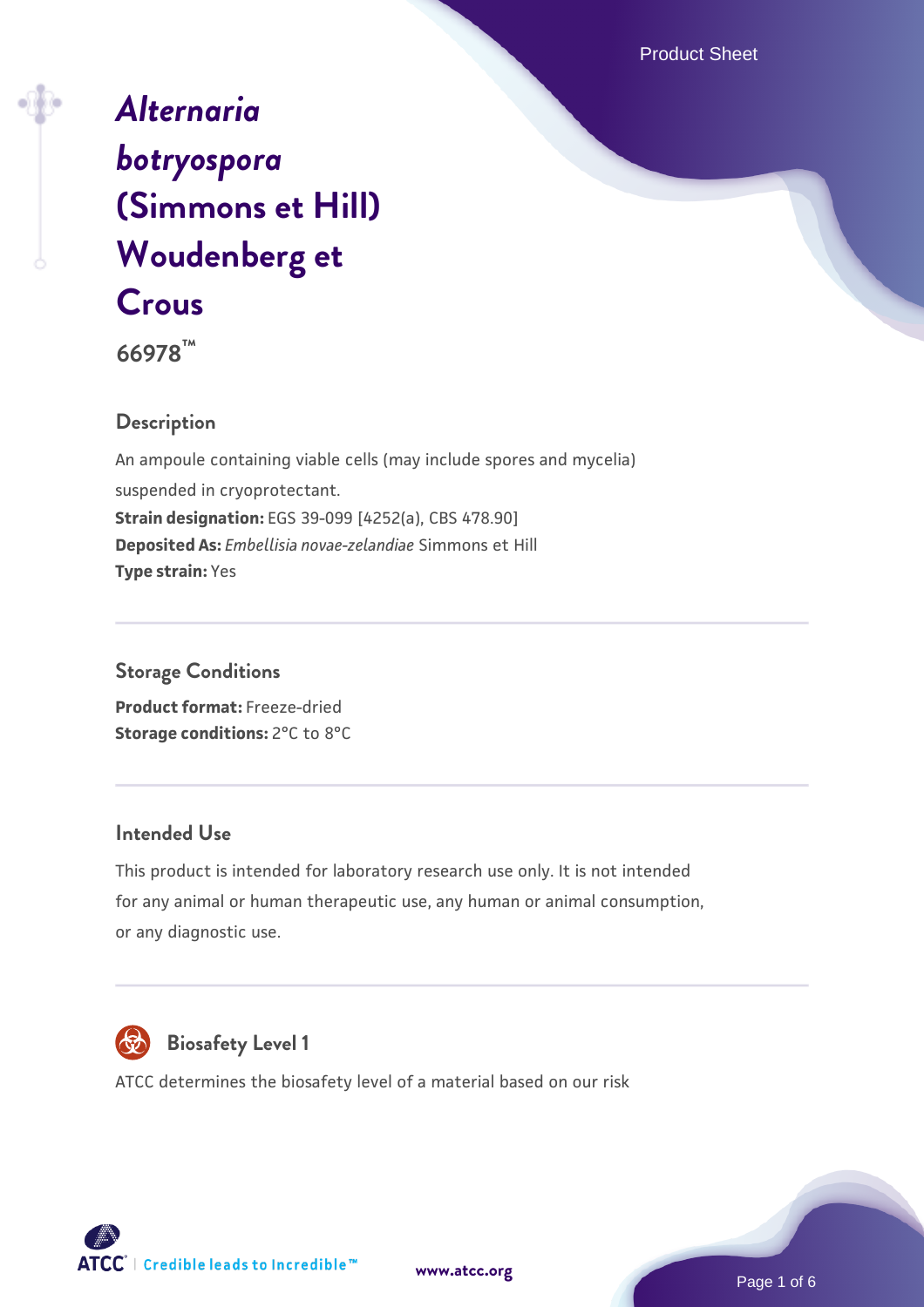# *Alternaria botryospora* (Simmons et Hill) Woudenberg et Crous

**66978™**

## Description

An ampoule containing viable cells (may include spores and mycelia) suspended in cryoprotectant.

**Strain designation:** EGS 39-099 [4252(a), CBS 478.90]

**Deposited As:** *Embellisia novae-zelandiae* Simmons et Hill

**Type strain:** Yes

## Storage Conditions

**Product format:** Freeze-dried

**Storage conditions:** 2°C to 8°C

## Intended Use

This product is intended for laboratory research use only. It is not intended for any animal or human therapeutic use, any human or animal consumption, or any diagnostic use.

## Biosafety Level 1

ATCC determines the biosafety level of a material based on our risk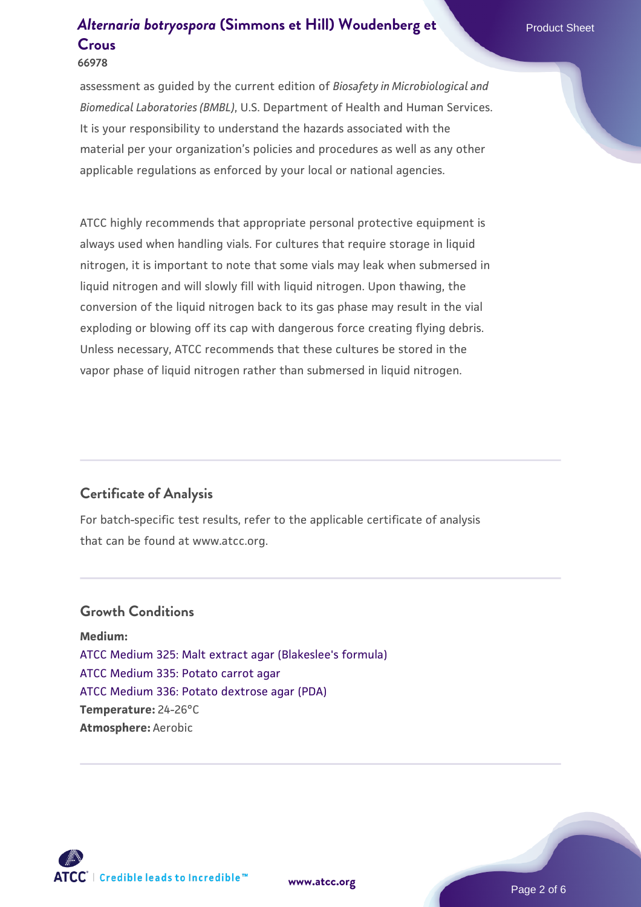assessment as guided by the current edition of *Biosafety in Microbiological and Biomedical Laboratories (BMBL)*, U.S. Department of Health and Human Services. It is your responsibility to understand the hazards associated with the material per your organization's policies and procedures as well as any other applicable regulations as enforced by your local or national agencies.

ATCC highly recommends that appropriate personal protective equipment is always used when handling vials. For cultures that require storage in liquid nitrogen, it is important to note that some vials may leak when submersed in liquid nitrogen and will slowly fill with liquid nitrogen. Upon thawing, the conversion of the liquid nitrogen back to its gas phase may result in the vial exploding or blowing off its cap with dangerous force creating flying debris. Unless necessary, ATCC recommends that these cultures be stored in the vapor phase of liquid nitrogen rather than submersed in liquid nitrogen.

## Certificate of Analysis

For batch-specific test results, refer to the applicable certificate of analysis that can be found at www.atcc.org.

## Growth Conditions

**Medium:**
ATCC Medium 325: Malt extract agar (Blakeslee's formula)
ATCC Medium 335: Potato carrot agar
ATCC Medium 336: Potato dextrose agar (PDA)
**Temperature:** 24-26°C
**Atmosphere:** Aerobic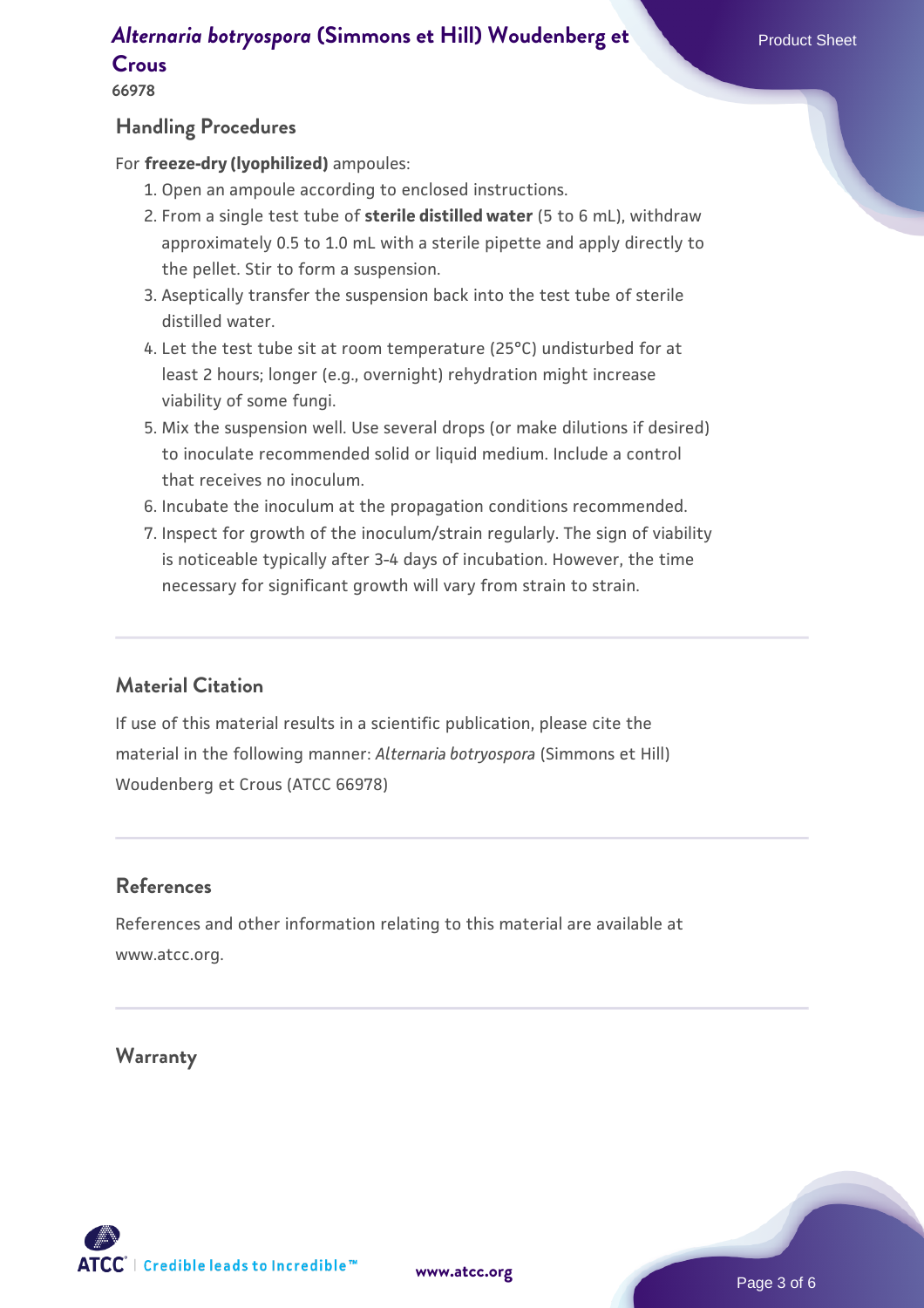## Handling Procedures

For **freeze-dry (lyophilized)** ampoules:

1. Open an ampoule according to enclosed instructions.
2. From a single test tube of **sterile distilled water** (5 to 6 mL), withdraw approximately 0.5 to 1.0 mL with a sterile pipette and apply directly to the pellet. Stir to form a suspension.
3. Aseptically transfer the suspension back into the test tube of sterile distilled water.
4. Let the test tube sit at room temperature (25°C) undisturbed for at least 2 hours; longer (e.g., overnight) rehydration might increase viability of some fungi.
5. Mix the suspension well. Use several drops (or make dilutions if desired) to inoculate recommended solid or liquid medium. Include a control that receives no inoculum.
6. Incubate the inoculum at the propagation conditions recommended.
7. Inspect for growth of the inoculum/strain regularly. The sign of viability is noticeable typically after 3-4 days of incubation. However, the time necessary for significant growth will vary from strain to strain.

## Material Citation

If use of this material results in a scientific publication, please cite the material in the following manner: *Alternaria botryospora* (Simmons et Hill) Woudenberg et Crous (ATCC 66978)

## References

References and other information relating to this material are available at www.atcc.org.

## Warranty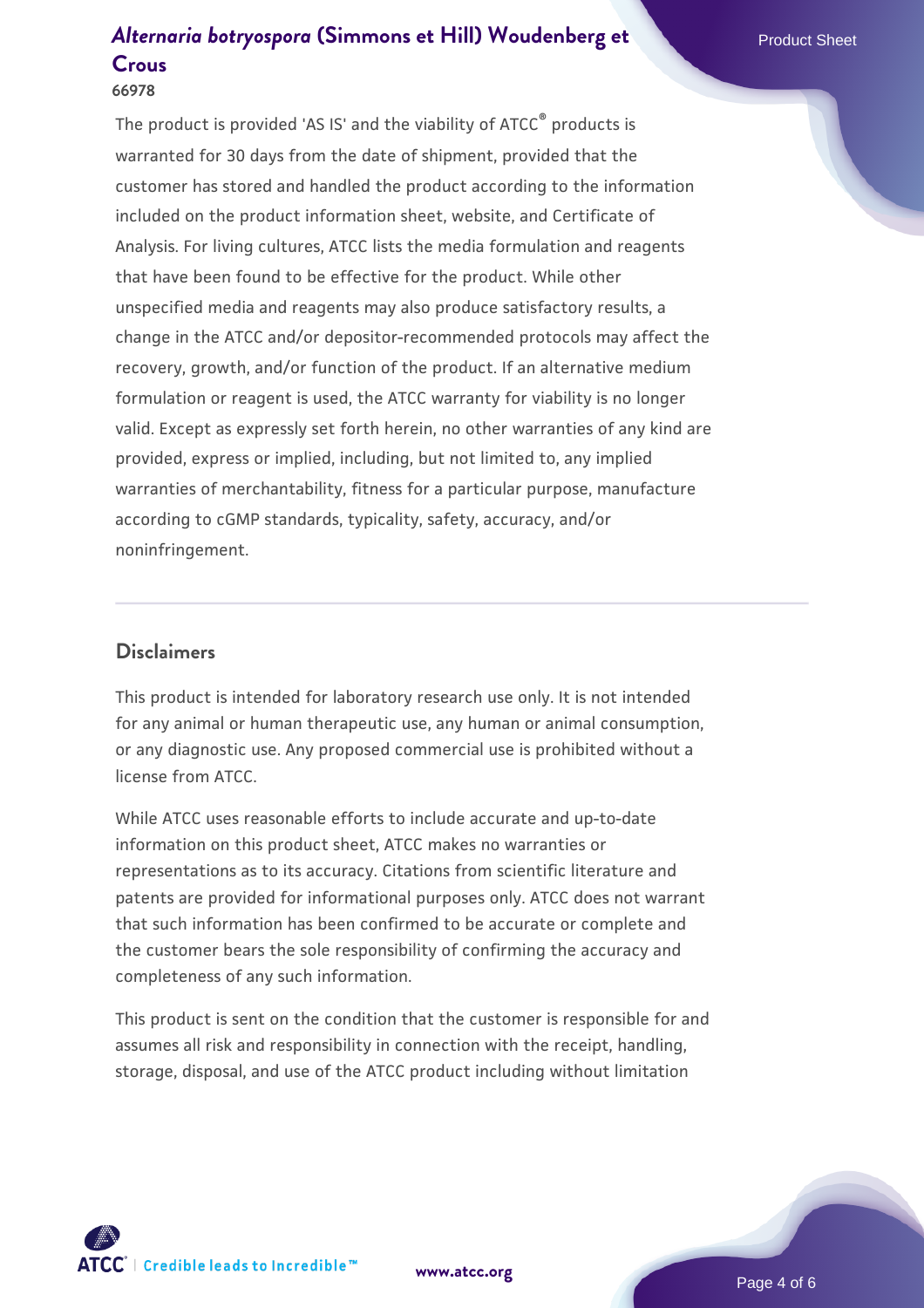The product is provided 'AS IS' and the viability of ATCC® products is warranted for 30 days from the date of shipment, provided that the customer has stored and handled the product according to the information included on the product information sheet, website, and Certificate of Analysis. For living cultures, ATCC lists the media formulation and reagents that have been found to be effective for the product. While other unspecified media and reagents may also produce satisfactory results, a change in the ATCC and/or depositor-recommended protocols may affect the recovery, growth, and/or function of the product. If an alternative medium formulation or reagent is used, the ATCC warranty for viability is no longer valid. Except as expressly set forth herein, no other warranties of any kind are provided, express or implied, including, but not limited to, any implied warranties of merchantability, fitness for a particular purpose, manufacture according to cGMP standards, typicality, safety, accuracy, and/or noninfringement.

## Disclaimers

This product is intended for laboratory research use only. It is not intended for any animal or human therapeutic use, any human or animal consumption, or any diagnostic use. Any proposed commercial use is prohibited without a license from ATCC.

While ATCC uses reasonable efforts to include accurate and up-to-date information on this product sheet, ATCC makes no warranties or representations as to its accuracy. Citations from scientific literature and patents are provided for informational purposes only. ATCC does not warrant that such information has been confirmed to be accurate or complete and the customer bears the sole responsibility of confirming the accuracy and completeness of any such information.

This product is sent on the condition that the customer is responsible for and assumes all risk and responsibility in connection with the receipt, handling, storage, disposal, and use of the ATCC product including without limitation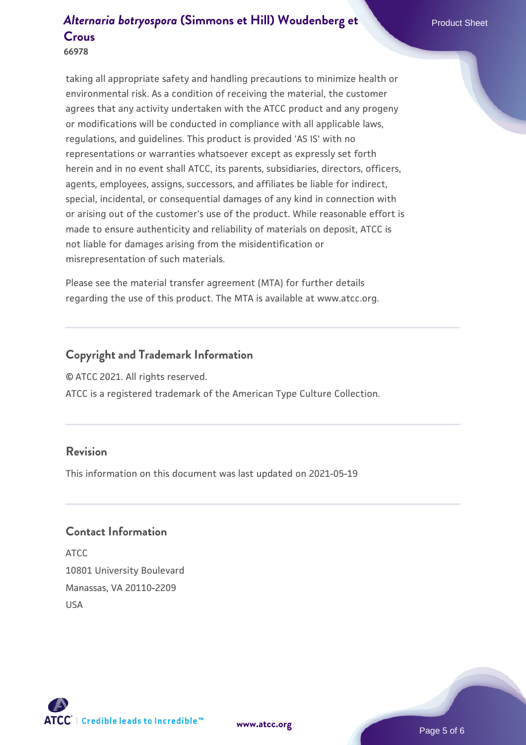taking all appropriate safety and handling precautions to minimize health or environmental risk. As a condition of receiving the material, the customer agrees that any activity undertaken with the ATCC product and any progeny or modifications will be conducted in compliance with all applicable laws, regulations, and guidelines. This product is provided 'AS IS' with no representations or warranties whatsoever except as expressly set forth herein and in no event shall ATCC, its parents, subsidiaries, directors, officers, agents, employees, assigns, successors, and affiliates be liable for indirect, special, incidental, or consequential damages of any kind in connection with or arising out of the customer's use of the product. While reasonable effort is made to ensure authenticity and reliability of materials on deposit, ATCC is not liable for damages arising from the misidentification or misrepresentation of such materials.

Please see the material transfer agreement (MTA) for further details regarding the use of this product. The MTA is available at www.atcc.org.

## Copyright and Trademark Information

© ATCC 2021. All rights reserved.

ATCC is a registered trademark of the American Type Culture Collection.

## Revision

This information on this document was last updated on 2021-05-19

## Contact Information

ATCC
10801 University Boulevard
Manassas, VA 20110-2209
USA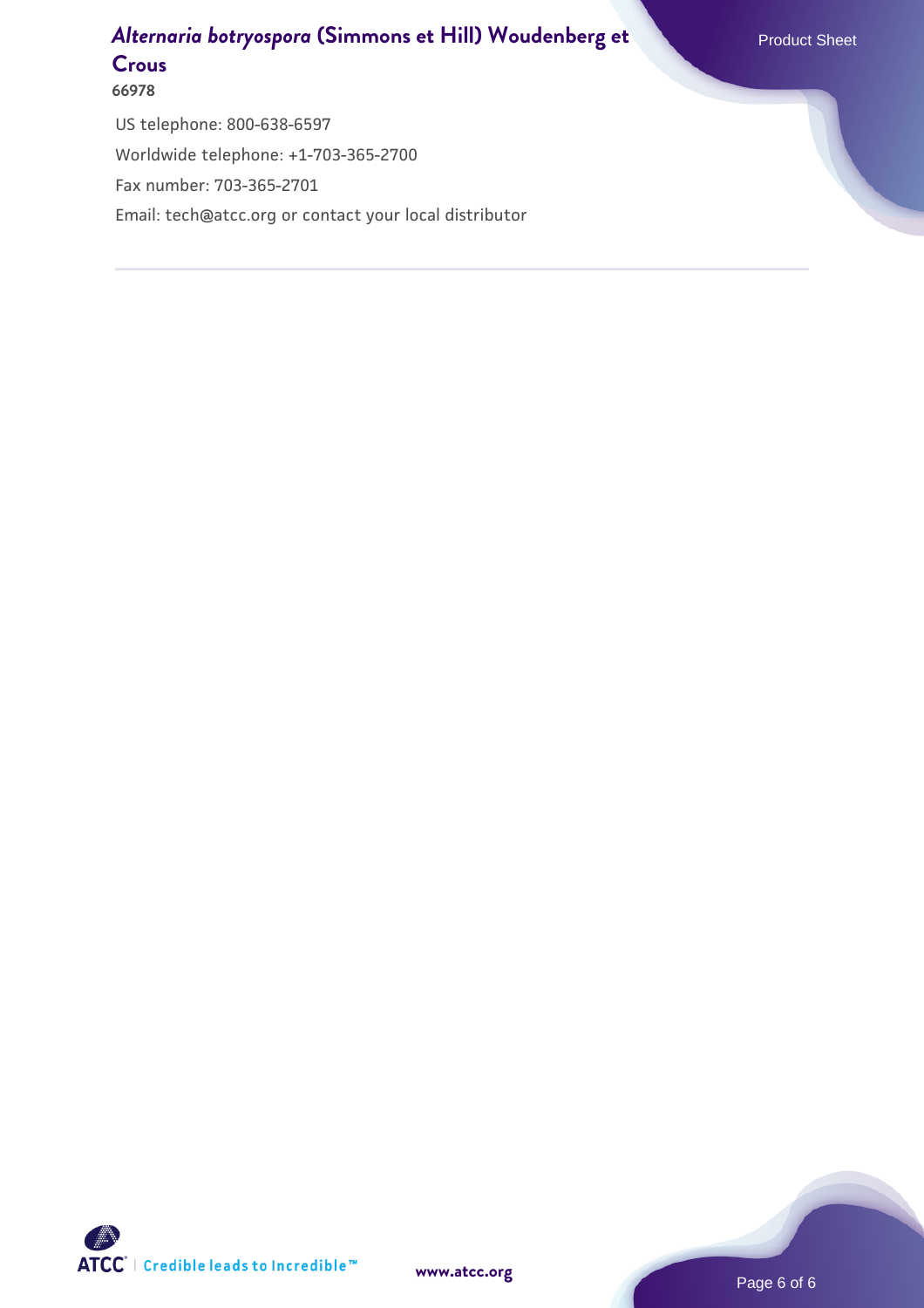US telephone: 800-638-6597

Worldwide telephone: +1-703-365-2700

Fax number: 703-365-2701

Email: tech@atcc.org or contact your local distributor